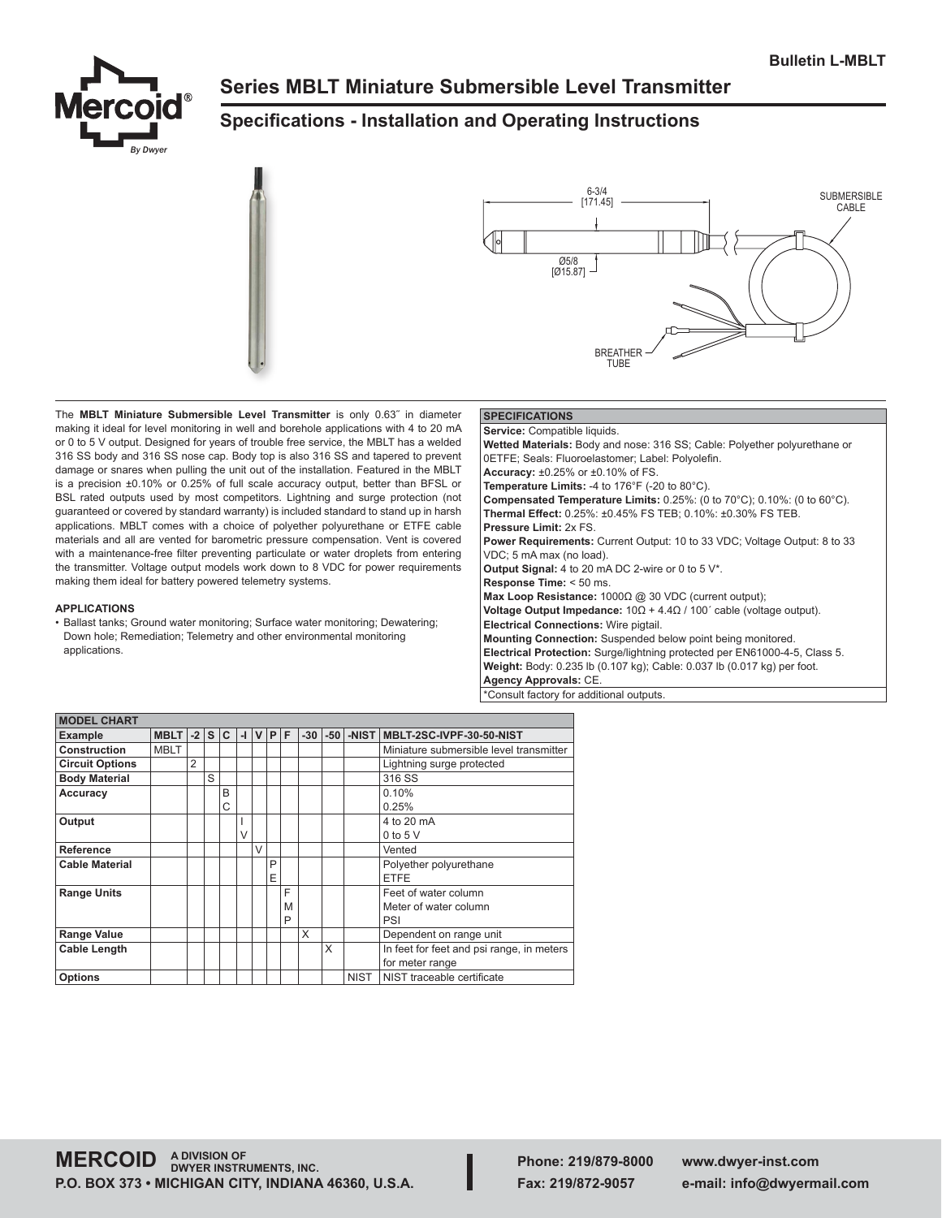Bulletin L-MBLT

# Series MBLT Miniature Submersible Level Transmitter

## Specifications - Installation and Operating Instructions

6-3/4 [171.45]

Ø5/8 [Ø15.87]

SUBMERSIBLE CABLE

BREATHER TUBE

The **MBLT Miniature Submersible Level Transmitter** is only 0.63˝ in diameter making it ideal for level monitoring in well and borehole applications with 4 to 20 mA or 0 to 5 V output. Designed for years of trouble free service, the MBLT has a welded 316 SS body and 316 SS nose cap. Body top is also 316 SS and tapered to prevent damage or snares when pulling the unit out of the installation. Featured in the MBLT is a precision ±0.10% or 0.25% of full scale accuracy output, better than BFSL or BSL rated outputs used by most competitors. Lightning and surge protection (not guaranteed or covered by standard warranty) is included standard to stand up in harsh applications. MBLT comes with a choice of polyether polyurethane or ETFE cable materials and all are vented for barometric pressure compensation. Vent is covered with a maintenance-free filter preventing particulate or water droplets from entering the transmitter. Voltage output models work down to 8 VDC for power requirements making them ideal for battery powered telemetry systems.

### APPLICATIONS

- Ballast tanks; Ground water monitoring; Surface water monitoring; Dewatering; Down hole; Remediation; Telemetry and other environmental monitoring applications.

### SPECIFICATIONS

**Service:** Compatible liquids.
**Wetted Materials:** Body and nose: 316 SS; Cable: Polyether polyurethane or 0ETFE; Seals: Fluoroelastomer; Label: Polyolefin.
**Accuracy:** ±0.25% or ±0.10% of FS.
**Temperature Limits:** -4 to 176°F (-20 to 80°C).
**Compensated Temperature Limits:** 0.25%: (0 to 70°C); 0.10%: (0 to 60°C).
**Thermal Effect:** 0.25%: ±0.45% FS TEB; 0.10%: ±0.30% FS TEB.
**Pressure Limit:** 2x FS.
**Power Requirements:** Current Output: 10 to 33 VDC; Voltage Output: 8 to 33 VDC; 5 mA max (no load).
**Output Signal:** 4 to 20 mA DC 2-wire or 0 to 5 V*.
**Response Time:** < 50 ms.
**Max Loop Resistance:** 1000Ω @ 30 VDC (current output);
**Voltage Output Impedance:** 10Ω + 4.4Ω / 100´ cable (voltage output).
**Electrical Connections:** Wire pigtail.
**Mounting Connection:** Suspended below point being monitored.
**Electrical Protection:** Surge/lightning protected per EN61000-4-5, Class 5.
**Weight:** Body: 0.235 lb (0.107 kg); Cable: 0.037 lb (0.017 kg) per foot.
**Agency Approvals:** CE.
*Consult factory for additional outputs.

### MODEL CHART

| Example | MBLT | -2 | S | C | -I | V | P | F | -30 | -50 | -NIST | MBLT-2SC-IVPF-30-50-NIST |
|---|---|---|---|---|---|---|---|---|---|---|---|---|
| Construction | MBLT | | | | | | | | | | | Miniature submersible level transmitter |
| Circuit Options | | 2 | | | | | | | | | | Lightning surge protected |
| Body Material | | | S | | | | | | | | | 316 SS |
| Accuracy | | | | B | | | | | | | | 0.10% |
| | | | | C | | | | | | | | 0.25% |
| Output | | | | | I | | | | | | | 4 to 20 mA |
| | | | | | V | | | | | | | 0 to 5 V |
| Reference | | | | | | V | | | | | | Vented |
| Cable Material | | | | | | | P | | | | | Polyether polyurethane |
| | | | | | | | E | | | | | ETFE |
| Range Units | | | | | | | | F | | | | Feet of water column |
| | | | | | | | | M | | | | Meter of water column |
| | | | | | | | | P | | | | PSI |
| Range Value | | | | | | | | | X | | | Dependent on range unit |
| Cable Length | | | | | | | | | | X | | In feet for feet and psi range, in meters for meter range |
| Options | | | | | | | | | | | NIST | NIST traceable certificate |

**MERCOID** A DIVISION OF DWYER INSTRUMENTS, INC.
P.O. BOX 373 • MICHIGAN CITY, INDIANA 46360, U.S.A.
Phone: 219/879-8000 Fax: 219/872-9057
www.dwyer-inst.com e-mail: info@dwyermail.com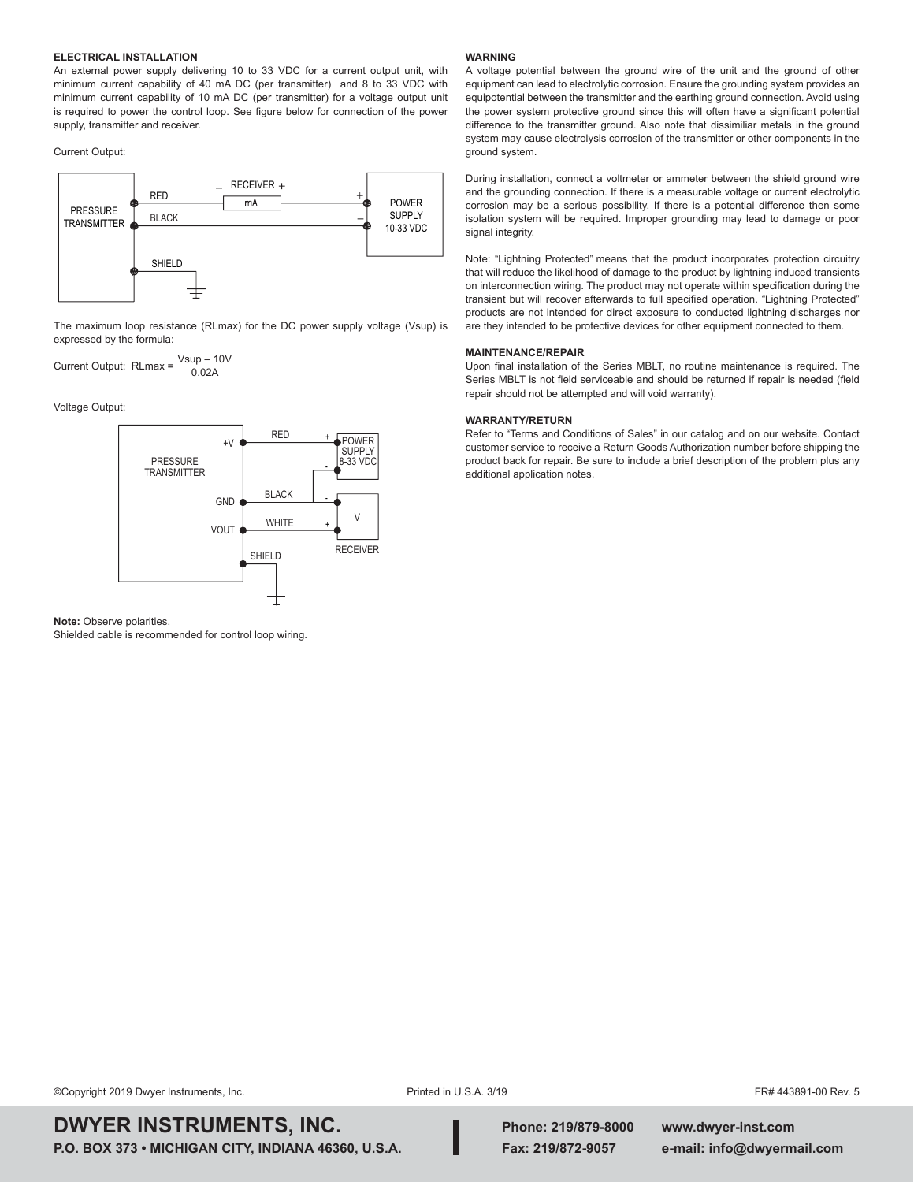#### ELECTRICAL INSTALLATION

An external power supply delivering 10 to 33 VDC for a current output unit, with minimum current capability of 40 mA DC (per transmitter) and 8 to 33 VDC with minimum current capability of 10 mA DC (per transmitter) for a voltage output unit is required to power the control loop. See figure below for connection of the power supply, transmitter and receiver.

Current Output:

PRESSURE TRANSMITTER
RED
BLACK
SHIELD
– RECEIVER +
mA
+
–
POWER SUPPLY 10-33 VDC

The maximum loop resistance (RLmax) for the DC power supply voltage (Vsup) is expressed by the formula:

Current Output: $RLmax = \frac{Vsup - 10V}{0.02A}$

Voltage Output:

PRESSURE TRANSMITTER
+V
GND
VOUT
RED
BLACK
WHITE
SHIELD
+
-
POWER SUPPLY 8-33 VDC
-
+
V
RECEIVER

**Note:** Observe polarities.
Shielded cable is recommended for control loop wiring.

#### WARNING

A voltage potential between the ground wire of the unit and the ground of other equipment can lead to electrolytic corrosion. Ensure the grounding system provides an equipotential between the transmitter and the earthing ground connection. Avoid using the power system protective ground since this will often have a significant potential difference to the transmitter ground. Also note that dissimiliar metals in the ground system may cause electrolysis corrosion of the transmitter or other components in the ground system.

During installation, connect a voltmeter or ammeter between the shield ground wire and the grounding connection. If there is a measurable voltage or current electrolytic corrosion may be a serious possibility. If there is a potential difference then some isolation system will be required. Improper grounding may lead to damage or poor signal integrity.

Note: "Lightning Protected" means that the product incorporates protection circuitry that will reduce the likelihood of damage to the product by lightning induced transients on interconnection wiring. The product may not operate within specification during the transient but will recover afterwards to full specified operation. "Lightning Protected" products are not intended for direct exposure to conducted lightning discharges nor are they intended to be protective devices for other equipment connected to them.

#### MAINTENANCE/REPAIR

Upon final installation of the Series MBLT, no routine maintenance is required. The Series MBLT is not field serviceable and should be returned if repair is needed (field repair should not be attempted and will void warranty).

#### WARRANTY/RETURN

Refer to "Terms and Conditions of Sales" in our catalog and on our website. Contact customer service to receive a Return Goods Authorization number before shipping the product back for repair. Be sure to include a brief description of the problem plus any additional application notes.

©Copyright 2019 Dwyer Instruments, Inc. Printed in U.S.A. 3/19 FR# 443891-00 Rev. 5

**DWYER INSTRUMENTS, INC.**
**P.O. BOX 373 • MICHIGAN CITY, INDIANA 46360, U.S.A.**

**Phone: 219/879-8000**
**Fax: 219/872-9057**

**www.dwyer-inst.com**
**e-mail: info@dwyermail.com**